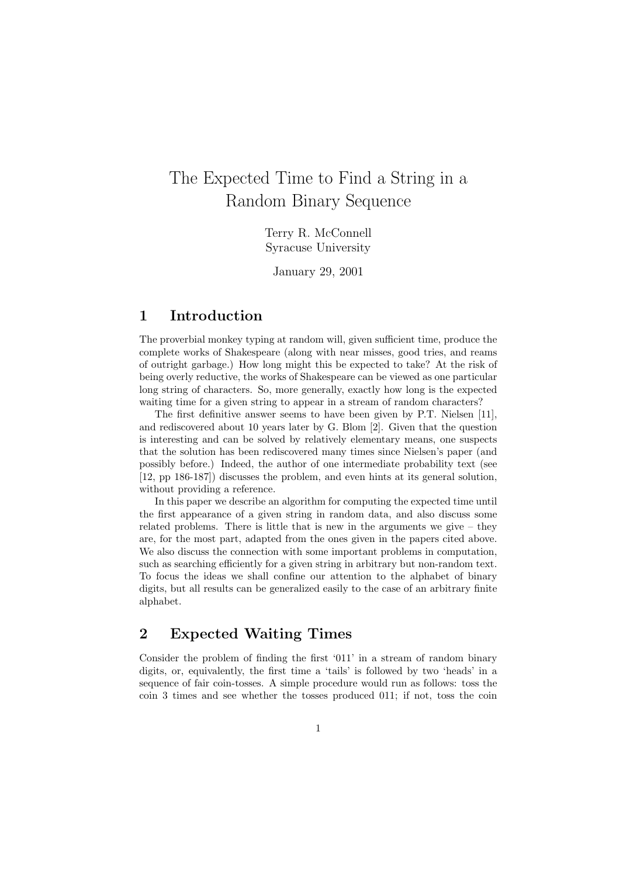# The Expected Time to Find a String in a Random Binary Sequence

Terry R. McConnell
Syracuse University

January 29, 2001

## 1 Introduction

The proverbial monkey typing at random will, given sufficient time, produce the complete works of Shakespeare (along with near misses, good tries, and reams of outright garbage.) How long might this be expected to take? At the risk of being overly reductive, the works of Shakespeare can be viewed as one particular long string of characters. So, more generally, exactly how long is the expected waiting time for a given string to appear in a stream of random characters?

The first definitive answer seems to have been given by P.T. Nielsen [11], and rediscovered about 10 years later by G. Blom [2]. Given that the question is interesting and can be solved by relatively elementary means, one suspects that the solution has been rediscovered many times since Nielsen's paper (and possibly before.) Indeed, the author of one intermediate probability text (see [12, pp 186-187]) discusses the problem, and even hints at its general solution, without providing a reference.

In this paper we describe an algorithm for computing the expected time until the first appearance of a given string in random data, and also discuss some related problems. There is little that is new in the arguments we give – they are, for the most part, adapted from the ones given in the papers cited above. We also discuss the connection with some important problems in computation, such as searching efficiently for a given string in arbitrary but non-random text. To focus the ideas we shall confine our attention to the alphabet of binary digits, but all results can be generalized easily to the case of an arbitrary finite alphabet.

## 2 Expected Waiting Times

Consider the problem of finding the first '011' in a stream of random binary digits, or, equivalently, the first time a 'tails' is followed by two 'heads' in a sequence of fair coin-tosses. A simple procedure would run as follows: toss the coin 3 times and see whether the tosses produced 011; if not, toss the coin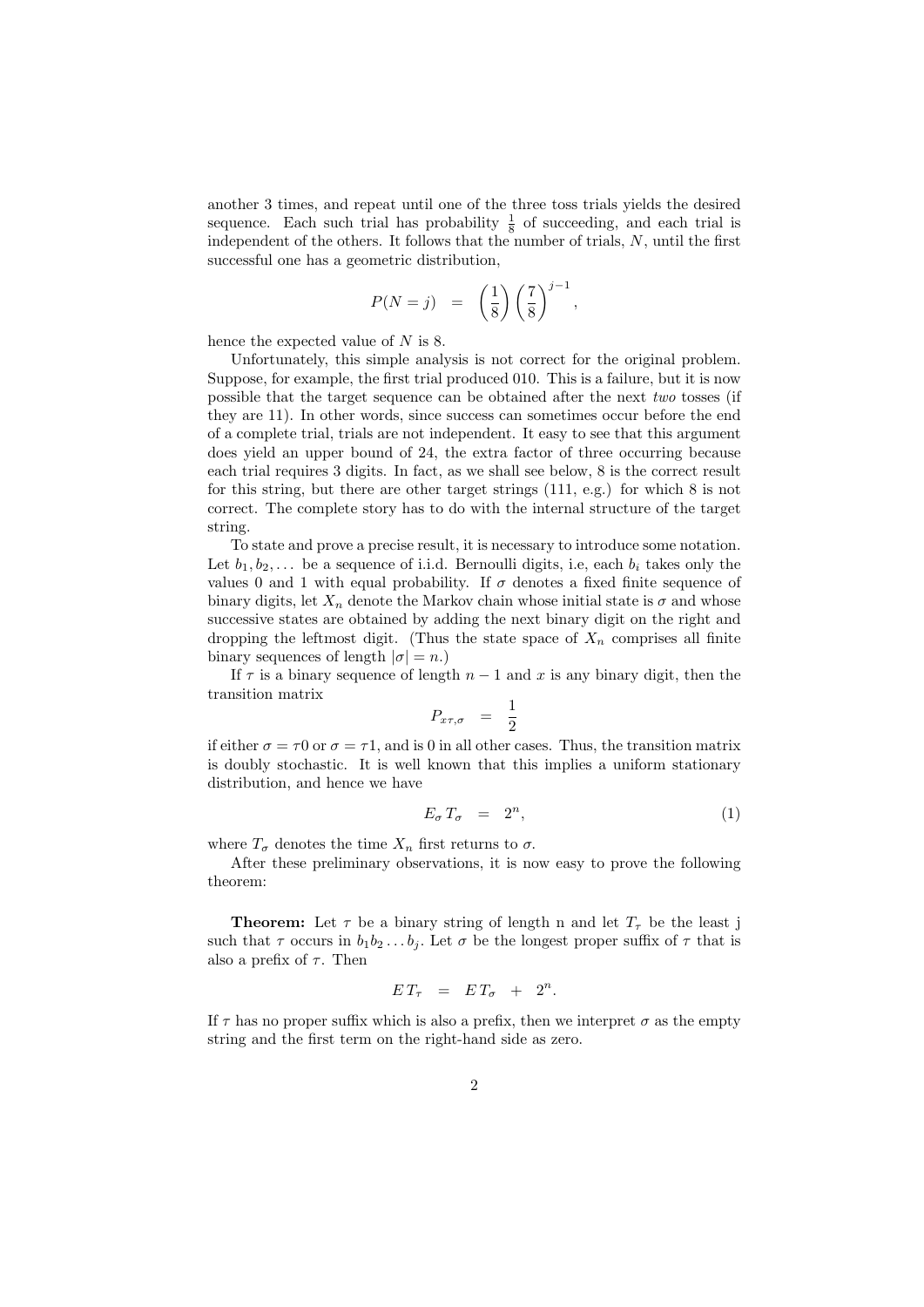another 3 times, and repeat until one of the three toss trials yields the desired sequence. Each such trial has probability $\frac{1}{8}$ of succeeding, and each trial is independent of the others. It follows that the number of trials, $N$, until the first successful one has a geometric distribution,

$$P(N = j) \quad = \quad \left(\frac{1}{8}\right)\left(\frac{7}{8}\right)^{j-1},$$

hence the expected value of $N$ is 8.

Unfortunately, this simple analysis is not correct for the original problem. Suppose, for example, the first trial produced 010. This is a failure, but it is now possible that the target sequence can be obtained after the next *two* tosses (if they are 11). In other words, since success can sometimes occur before the end of a complete trial, trials are not independent. It easy to see that this argument does yield an upper bound of 24, the extra factor of three occurring because each trial requires 3 digits. In fact, as we shall see below, 8 is the correct result for this string, but there are other target strings (111, e.g.) for which 8 is not correct. The complete story has to do with the internal structure of the target string.

To state and prove a precise result, it is necessary to introduce some notation. Let $b_1, b_2, \ldots$ be a sequence of i.i.d. Bernoulli digits, i.e, each $b_i$ takes only the values 0 and 1 with equal probability. If $\sigma$ denotes a fixed finite sequence of binary digits, let $X_n$ denote the Markov chain whose initial state is $\sigma$ and whose successive states are obtained by adding the next binary digit on the right and dropping the leftmost digit. (Thus the state space of $X_n$ comprises all finite binary sequences of length $|\sigma| = n$.)

If $\tau$ is a binary sequence of length $n-1$ and $x$ is any binary digit, then the transition matrix

$$P_{x\tau,\sigma} \quad = \quad \frac{1}{2}$$

if either $\sigma = \tau 0$ or $\sigma = \tau 1$, and is 0 in all other cases. Thus, the transition matrix is doubly stochastic. It is well known that this implies a uniform stationary distribution, and hence we have

$$E_\sigma\, T_\sigma \quad = \quad 2^n, \tag{1}$$

where $T_\sigma$ denotes the time $X_n$ first returns to $\sigma$.

After these preliminary observations, it is now easy to prove the following theorem:

**Theorem:** Let $\tau$ be a binary string of length n and let $T_\tau$ be the least j such that $\tau$ occurs in $b_1 b_2 \ldots b_j$. Let $\sigma$ be the longest proper suffix of $\tau$ that is also a prefix of $\tau$. Then

$$E\, T_\tau \quad = \quad E\, T_\sigma \quad + \quad 2^n.$$

If $\tau$ has no proper suffix which is also a prefix, then we interpret $\sigma$ as the empty string and the first term on the right-hand side as zero.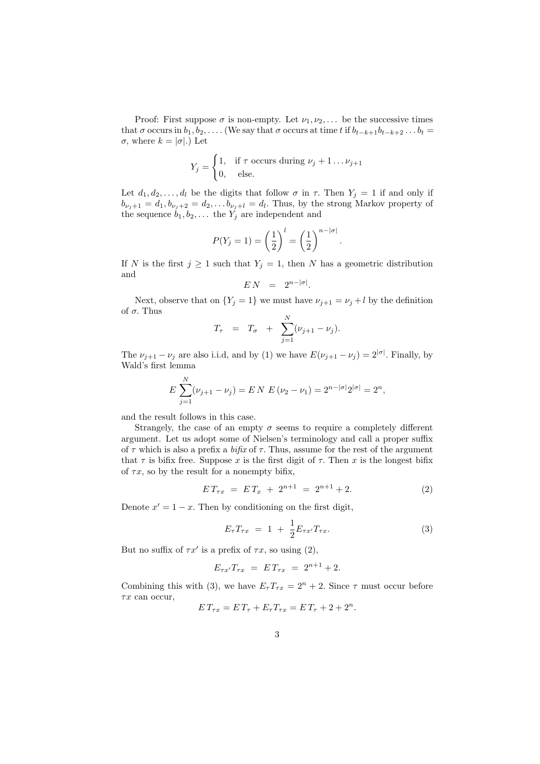Proof: First suppose $\sigma$ is non-empty. Let $\nu_1, \nu_2, \dots$ be the successive times that $\sigma$ occurs in $b_1, b_2, \dots$. (We say that $\sigma$ occurs at time $t$ if $b_{t-k+1}b_{t-k+2}\dots b_t = \sigma$, where $k = |\sigma|$.) Let

$$Y_j = \begin{cases} 1, & \text{if } \tau \text{ occurs during } \nu_j + 1 \dots \nu_{j+1} \\ 0, & \text{else.} \end{cases}$$

Let $d_1, d_2, \dots, d_l$ be the digits that follow $\sigma$ in $\tau$. Then $Y_j = 1$ if and only if $b_{\nu_j+1} = d_1, b_{\nu_j+2} = d_2, \dots b_{\nu_j+l} = d_l$. Thus, by the strong Markov property of the sequence $b_1, b_2, \dots$ the $Y_j$ are independent and

$$P(Y_j = 1) = \left(\frac{1}{2}\right)^l = \left(\frac{1}{2}\right)^{n-|\sigma|}.$$

If $N$ is the first $j \geq 1$ such that $Y_j = 1$, then $N$ has a geometric distribution and

$$E\,N \;=\; 2^{n-|\sigma|}.$$

Next, observe that on $\{Y_j = 1\}$ we must have $\nu_{j+1} = \nu_j + l$ by the definition of $\sigma$. Thus

$$T_\tau \;=\; T_\sigma \;+\; \sum_{j=1}^{N}(\nu_{j+1} - \nu_j).$$

The $\nu_{j+1} - \nu_j$ are also i.i.d, and by (1) we have $E(\nu_{j+1} - \nu_j) = 2^{|\sigma|}$. Finally, by Wald's first lemma

$$E\sum_{j=1}^{N}(\nu_{j+1} - \nu_j) = E\,N\;E\,(\nu_2 - \nu_1) = 2^{n-|\sigma|}2^{|\sigma|} = 2^n,$$

and the result follows in this case.

Strangely, the case of an empty $\sigma$ seems to require a completely different argument. Let us adopt some of Nielsen's terminology and call a proper suffix of $\tau$ which is also a prefix a *bifix* of $\tau$. Thus, assume for the rest of the argument that $\tau$ is bifix free. Suppose $x$ is the first digit of $\tau$. Then $x$ is the longest bifix of $\tau x$, so by the result for a nonempty bifix,

$$E\,T_{\tau x} \;=\; E\,T_x \;+\; 2^{n+1} \;=\; 2^{n+1} + 2. \tag{2}$$

Denote $x' = 1 - x$. Then by conditioning on the first digit,

$$E_\tau T_{\tau x} \;=\; 1 \;+\; \frac{1}{2}E_{\tau x'}T_{\tau x}. \tag{3}$$

But no suffix of $\tau x'$ is a prefix of $\tau x$, so using (2),

$$E_{\tau x'}T_{\tau x} \;=\; E\,T_{\tau x} \;=\; 2^{n+1} + 2.$$

Combining this with (3), we have $E_\tau T_{\tau x} = 2^n + 2$. Since $\tau$ must occur before $\tau x$ can occur,

$$E\,T_{\tau x} = E\,T_\tau + E_\tau T_{\tau x} = E\,T_\tau + 2 + 2^n.$$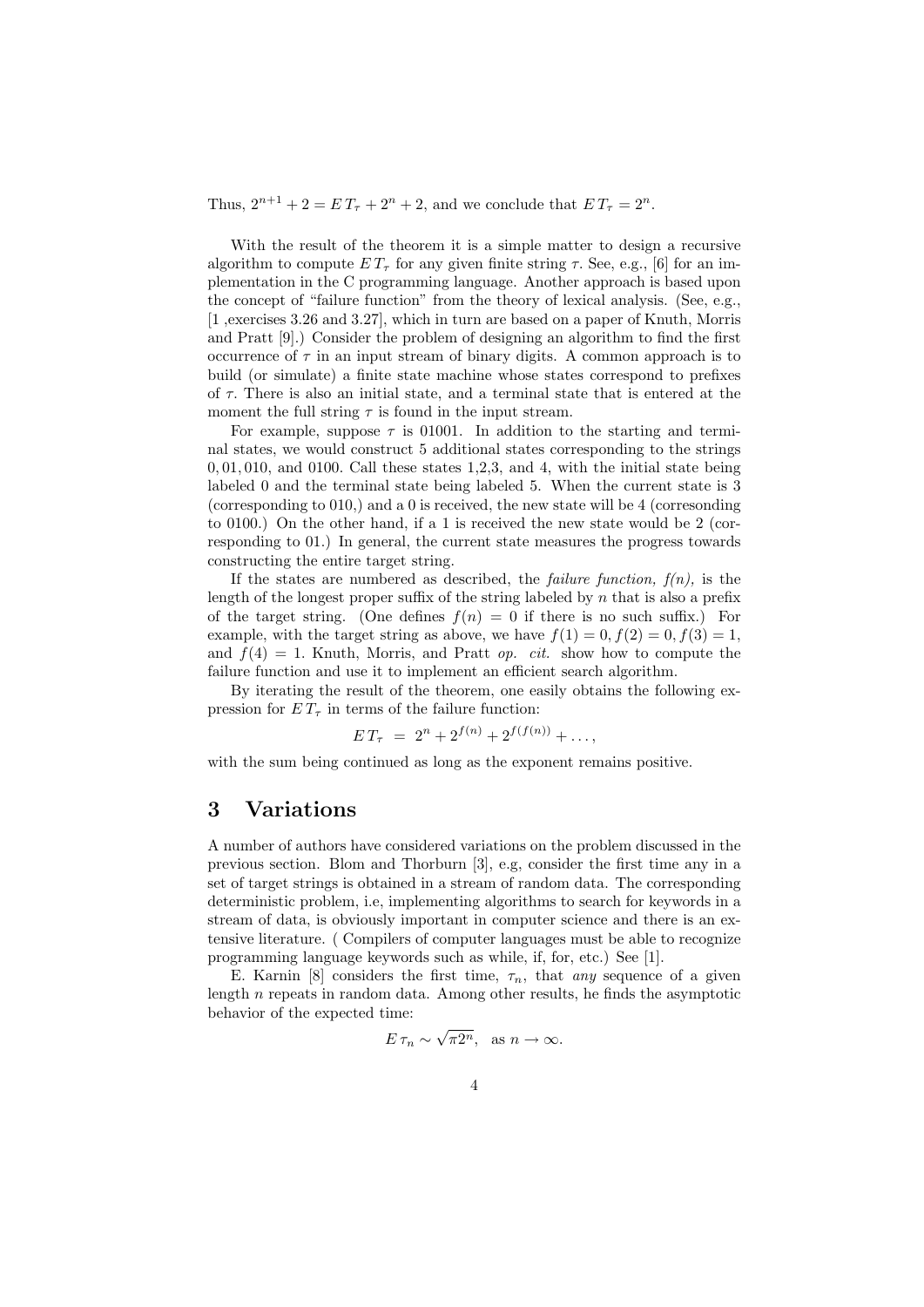Thus, $2^{n+1} + 2 = E\,T_\tau + 2^n + 2$, and we conclude that $E\,T_\tau = 2^n$.

With the result of the theorem it is a simple matter to design a recursive algorithm to compute $E\,T_\tau$ for any given finite string $\tau$. See, e.g., [6] for an implementation in the C programming language. Another approach is based upon the concept of "failure function" from the theory of lexical analysis. (See, e.g., [1 ,exercises 3.26 and 3.27], which in turn are based on a paper of Knuth, Morris and Pratt [9].) Consider the problem of designing an algorithm to find the first occurrence of $\tau$ in an input stream of binary digits. A common approach is to build (or simulate) a finite state machine whose states correspond to prefixes of $\tau$. There is also an initial state, and a terminal state that is entered at the moment the full string $\tau$ is found in the input stream.

For example, suppose $\tau$ is 01001. In addition to the starting and terminal states, we would construct 5 additional states corresponding to the strings 0, 01, 010, and 0100. Call these states 1,2,3, and 4, with the initial state being labeled 0 and the terminal state being labeled 5. When the current state is 3 (corresponding to 010,) and a 0 is received, the new state will be 4 (corresonding to 0100.) On the other hand, if a 1 is received the new state would be 2 (corresponding to 01.) In general, the current state measures the progress towards constructing the entire target string.

If the states are numbered as described, the *failure function, f(n),* is the length of the longest proper suffix of the string labeled by $n$ that is also a prefix of the target string. (One defines $f(n) = 0$ if there is no such suffix.) For example, with the target string as above, we have $f(1) = 0, f(2) = 0, f(3) = 1$, and $f(4) = 1$. Knuth, Morris, and Pratt *op. cit.* show how to compute the failure function and use it to implement an efficient search algorithm.

By iterating the result of the theorem, one easily obtains the following expression for $E\,T_\tau$ in terms of the failure function:

$$E\,T_\tau \;=\; 2^n + 2^{f(n)} + 2^{f(f(n))} + \ldots,$$

with the sum being continued as long as the exponent remains positive.

## 3 Variations

A number of authors have considered variations on the problem discussed in the previous section. Blom and Thorburn [3], e.g, consider the first time any in a set of target strings is obtained in a stream of random data. The corresponding deterministic problem, i.e, implementing algorithms to search for keywords in a stream of data, is obviously important in computer science and there is an extensive literature. ( Compilers of computer languages must be able to recognize programming language keywords such as while, if, for, etc.) See [1].

E. Karnin [8] considers the first time, $\tau_n$, that *any* sequence of a given length $n$ repeats in random data. Among other results, he finds the asymptotic behavior of the expected time:

$$E\,\tau_n \sim \sqrt{\pi 2^n}, \quad \text{as } n \to \infty.$$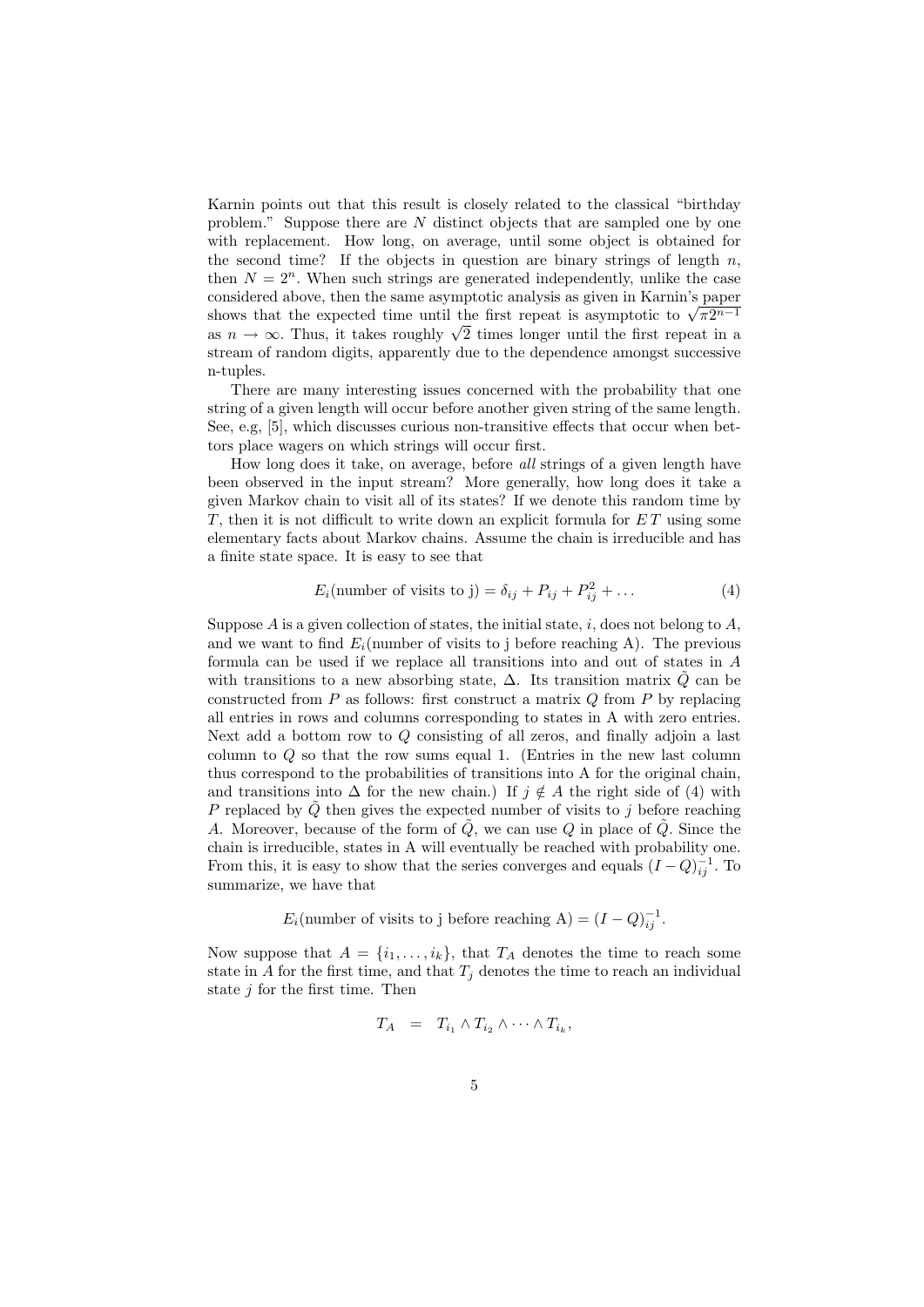Karnin points out that this result is closely related to the classical "birthday problem." Suppose there are $N$ distinct objects that are sampled one by one with replacement. How long, on average, until some object is obtained for the second time? If the objects in question are binary strings of length $n$, then $N = 2^n$. When such strings are generated independently, unlike the case considered above, then the same asymptotic analysis as given in Karnin's paper shows that the expected time until the first repeat is asymptotic to $\sqrt{\pi 2^{n-1}}$ as $n \to \infty$. Thus, it takes roughly $\sqrt{2}$ times longer until the first repeat in a stream of random digits, apparently due to the dependence amongst successive n-tuples.

There are many interesting issues concerned with the probability that one string of a given length will occur before another given string of the same length. See, e.g, [5], which discusses curious non-transitive effects that occur when bettors place wagers on which strings will occur first.

How long does it take, on average, before *all* strings of a given length have been observed in the input stream? More generally, how long does it take a given Markov chain to visit all of its states? If we denote this random time by $T$, then it is not difficult to write down an explicit formula for $E\,T$ using some elementary facts about Markov chains. Assume the chain is irreducible and has a finite state space. It is easy to see that

$$E_i(\text{number of visits to j}) = \delta_{ij} + P_{ij} + P_{ij}^2 + \dots \tag{4}$$

Suppose $A$ is a given collection of states, the initial state, $i$, does not belong to $A$, and we want to find $E_i$(number of visits to j before reaching A). The previous formula can be used if we replace all transitions into and out of states in $A$ with transitions to a new absorbing state, $\Delta$. Its transition matrix $\tilde{Q}$ can be constructed from $P$ as follows: first construct a matrix $Q$ from $P$ by replacing all entries in rows and columns corresponding to states in A with zero entries. Next add a bottom row to $Q$ consisting of all zeros, and finally adjoin a last column to $Q$ so that the row sums equal 1. (Entries in the new last column thus correspond to the probabilities of transitions into A for the original chain, and transitions into $\Delta$ for the new chain.) If $j \notin A$ the right side of (4) with $P$ replaced by $\tilde{Q}$ then gives the expected number of visits to $j$ before reaching $A$. Moreover, because of the form of $\tilde{Q}$, we can use $Q$ in place of $\tilde{Q}$. Since the chain is irreducible, states in A will eventually be reached with probability one. From this, it is easy to show that the series converges and equals $(I - Q)^{-1}_{ij}$. To summarize, we have that

$$E_i(\text{number of visits to j before reaching A}) = (I - Q)^{-1}_{ij}.$$

Now suppose that $A = \{i_1, \dots, i_k\}$, that $T_A$ denotes the time to reach some state in $A$ for the first time, and that $T_j$ denotes the time to reach an individual state $j$ for the first time. Then

$$T_A \quad = \quad T_{i_1} \wedge T_{i_2} \wedge \dots \wedge T_{i_k},$$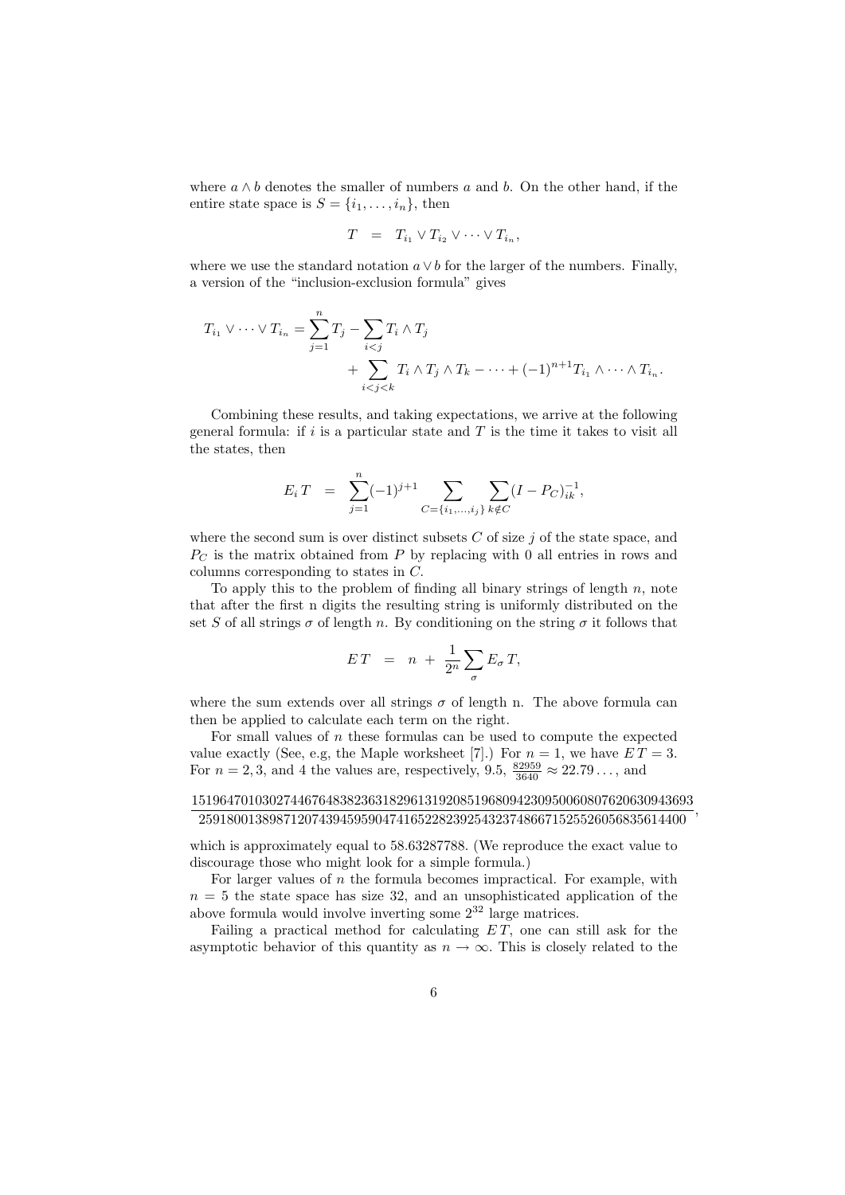where $a \wedge b$ denotes the smaller of numbers $a$ and $b$. On the other hand, if the entire state space is $S = \{i_1, \ldots, i_n\}$, then

$$T \;\; = \;\; T_{i_1} \vee T_{i_2} \vee \cdots \vee T_{i_n},$$

where we use the standard notation $a \vee b$ for the larger of the numbers. Finally, a version of the "inclusion-exclusion formula" gives

$$T_{i_1} \vee \cdots \vee T_{i_n} = \sum_{j=1}^{n} T_j - \sum_{i<j} T_i \wedge T_j + \sum_{i<j<k} T_i \wedge T_j \wedge T_k - \cdots + (-1)^{n+1} T_{i_1} \wedge \cdots \wedge T_{i_n}.$$

Combining these results, and taking expectations, we arrive at the following general formula: if $i$ is a particular state and $T$ is the time it takes to visit all the states, then

$$E_i\, T \;\; = \;\; \sum_{j=1}^{n} (-1)^{j+1} \sum_{C=\{i_1,\ldots,i_j\}} \sum_{k \notin C} (I - P_C)^{-1}_{ik},$$

where the second sum is over distinct subsets $C$ of size $j$ of the state space, and $P_C$ is the matrix obtained from $P$ by replacing with 0 all entries in rows and columns corresponding to states in $C$.

To apply this to the problem of finding all binary strings of length $n$, note that after the first n digits the resulting string is uniformly distributed on the set $S$ of all strings $\sigma$ of length $n$. By conditioning on the string $\sigma$ it follows that

$$E\, T \;\; = \;\; n \; + \; \frac{1}{2^n} \sum_{\sigma} E_\sigma\, T,$$

where the sum extends over all strings $\sigma$ of length n. The above formula can then be applied to calculate each term on the right.

For small values of $n$ these formulas can be used to compute the expected value exactly (See, e.g, the Maple worksheet [7].) For $n = 1$, we have $E\,T = 3$. For $n = 2, 3$, and 4 the values are, respectively, 9.5, $\frac{82959}{3640} \approx 22.79\ldots$, and

$$\frac{1519647010302744676483823631829613192085196809423095006080762063094369 3}{2591800138987120743945959047416522823925432374866715255260568356144 00},$$

which is approximately equal to 58.63287788. (We reproduce the exact value to discourage those who might look for a simple formula.)

For larger values of $n$ the formula becomes impractical. For example, with $n = 5$ the state space has size 32, and an unsophisticated application of the above formula would involve inverting some $2^{32}$ large matrices.

Failing a practical method for calculating $E\,T$, one can still ask for the asymptotic behavior of this quantity as $n \to \infty$. This is closely related to the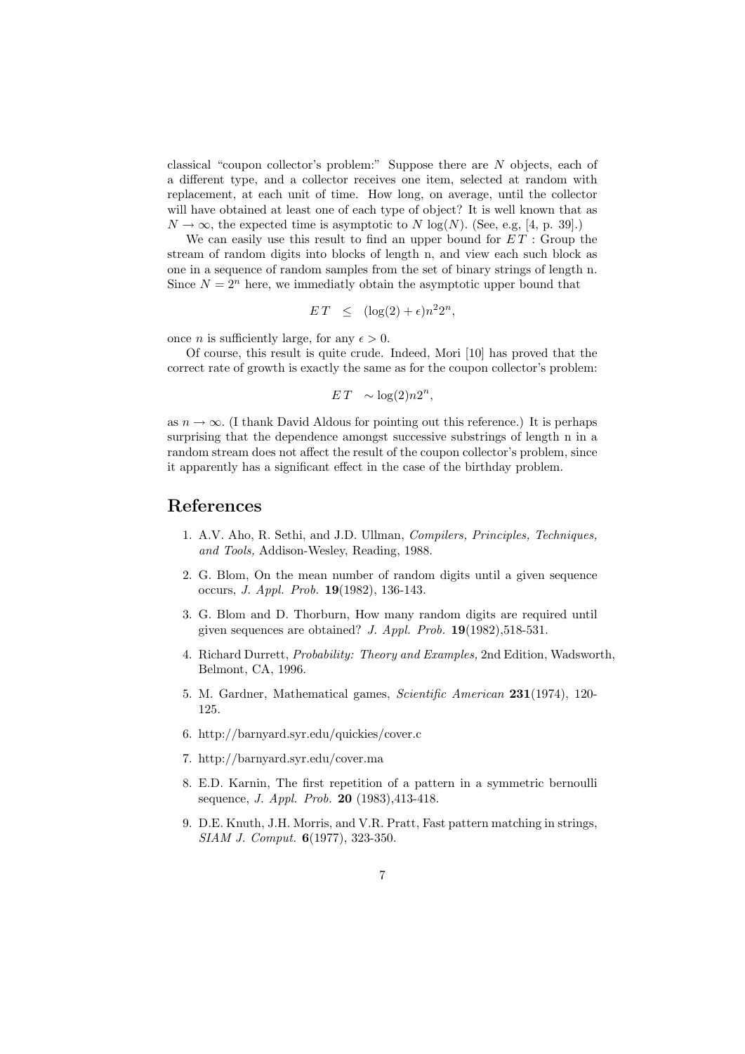classical "coupon collector's problem:" Suppose there are $N$ objects, each of a different type, and a collector receives one item, selected at random with replacement, at each unit of time. How long, on average, until the collector will have obtained at least one of each type of object? It is well known that as $N \to \infty$, the expected time is asymptotic to $N \log(N)$. (See, e.g, [4, p. 39].)

We can easily use this result to find an upper bound for $ET$ : Group the stream of random digits into blocks of length n, and view each such block as one in a sequence of random samples from the set of binary strings of length n. Since $N = 2^n$ here, we immediatly obtain the asymptotic upper bound that

$$ET \quad \leq \quad (\log(2) + \epsilon)n^2 2^n,$$

once $n$ is sufficiently large, for any $\epsilon > 0$.

Of course, this result is quite crude. Indeed, Mori [10] has proved that the correct rate of growth is exactly the same as for the coupon collector's problem:

$$ET \quad \sim \log(2) n 2^n,$$

as $n \to \infty$. (I thank David Aldous for pointing out this reference.) It is perhaps surprising that the dependence amongst successive substrings of length n in a random stream does not affect the result of the coupon collector's problem, since it apparently has a significant effect in the case of the birthday problem.

# References

1. A.V. Aho, R. Sethi, and J.D. Ullman, *Compilers, Principles, Techniques, and Tools,* Addison-Wesley, Reading, 1988.
2. G. Blom, On the mean number of random digits until a given sequence occurs, *J. Appl. Prob.* **19**(1982), 136-143.
3. G. Blom and D. Thorburn, How many random digits are required until given sequences are obtained? *J. Appl. Prob.* **19**(1982),518-531.
4. Richard Durrett, *Probability: Theory and Examples,* 2nd Edition, Wadsworth, Belmont, CA, 1996.
5. M. Gardner, Mathematical games, *Scientific American* **231**(1974), 120-125.
6. http://barnyard.syr.edu/quickies/cover.c
7. http://barnyard.syr.edu/cover.ma
8. E.D. Karnin, The first repetition of a pattern in a symmetric bernoulli sequence, *J. Appl. Prob.* **20** (1983),413-418.
9. D.E. Knuth, J.H. Morris, and V.R. Pratt, Fast pattern matching in strings, *SIAM J. Comput.* **6**(1977), 323-350.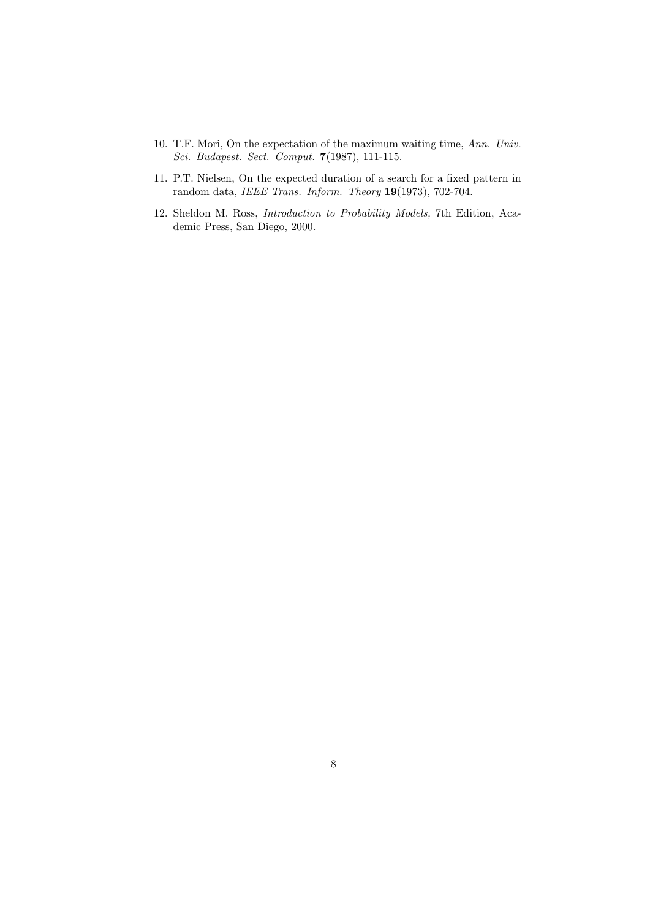10. T.F. Mori, On the expectation of the maximum waiting time, *Ann. Univ. Sci. Budapest. Sect. Comput.* **7**(1987), 111-115.

11. P.T. Nielsen, On the expected duration of a search for a fixed pattern in random data, *IEEE Trans. Inform. Theory* **19**(1973), 702-704.

12. Sheldon M. Ross, *Introduction to Probability Models,* 7th Edition, Academic Press, San Diego, 2000.